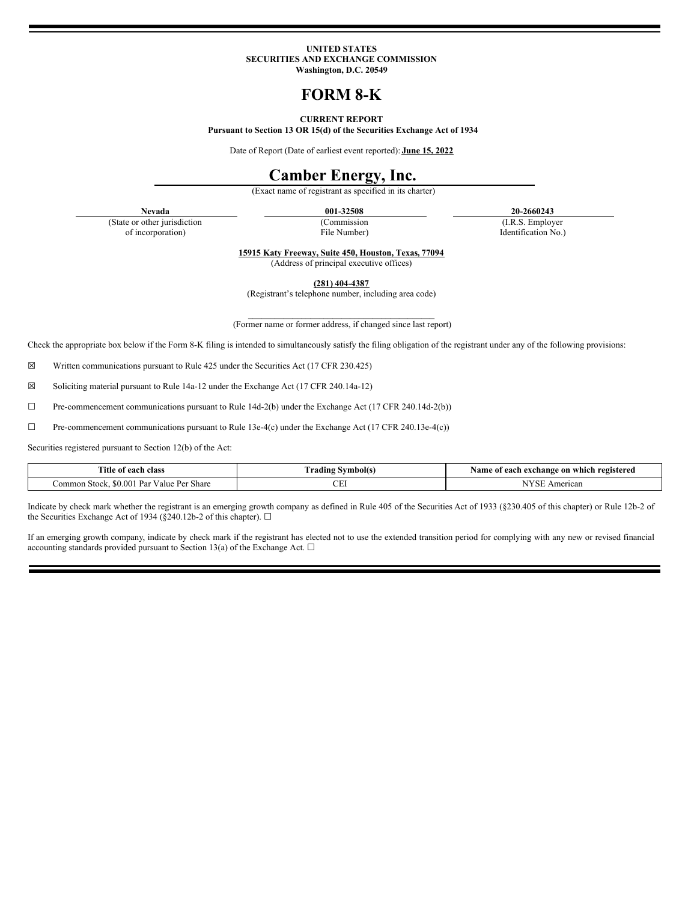**UNITED STATES**
**SECURITIES AND EXCHANGE COMMISSION**
**Washington, D.C. 20549**

# FORM 8-K

**CURRENT REPORT**
**Pursuant to Section 13 OR 15(d) of the Securities Exchange Act of 1934**

Date of Report (Date of earliest event reported): **June 15, 2022**

# Camber Energy, Inc.

(Exact name of registrant as specified in its charter)

| **Nevada** | **001-32508** | **20-2660243** |
|---|---|---|
| (State or other jurisdiction of incorporation) | (Commission File Number) | (I.R.S. Employer Identification No.) |

**15915 Katy Freeway, Suite 450, Houston, Texas, 77094**
(Address of principal executive offices)

**(281) 404-4387**
(Registrant's telephone number, including area code)

\_\_\_\_\_\_\_\_\_\_\_\_\_\_\_\_\_\_\_\_\_\_\_\_\_\_\_\_\_\_\_\_\_\_\_\_\_\_\_\_\_\_
(Former name or former address, if changed since last report)

Check the appropriate box below if the Form 8-K filing is intended to simultaneously satisfy the filing obligation of the registrant under any of the following provisions:

☒ Written communications pursuant to Rule 425 under the Securities Act (17 CFR 230.425)

☒ Soliciting material pursuant to Rule 14a-12 under the Exchange Act (17 CFR 240.14a-12)

☐ Pre-commencement communications pursuant to Rule 14d-2(b) under the Exchange Act (17 CFR 240.14d-2(b))

☐ Pre-commencement communications pursuant to Rule 13e-4(c) under the Exchange Act (17 CFR 240.13e-4(c))

Securities registered pursuant to Section 12(b) of the Act:

| Title of each class | Trading Symbol(s) | Name of each exchange on which registered |
|---|---|---|
| Common Stock, $0.001 Par Value Per Share | CEI | NYSE American |

Indicate by check mark whether the registrant is an emerging growth company as defined in Rule 405 of the Securities Act of 1933 (§230.405 of this chapter) or Rule 12b-2 of the Securities Exchange Act of 1934 (§240.12b-2 of this chapter). ☐

If an emerging growth company, indicate by check mark if the registrant has elected not to use the extended transition period for complying with any new or revised financial accounting standards provided pursuant to Section 13(a) of the Exchange Act. ☐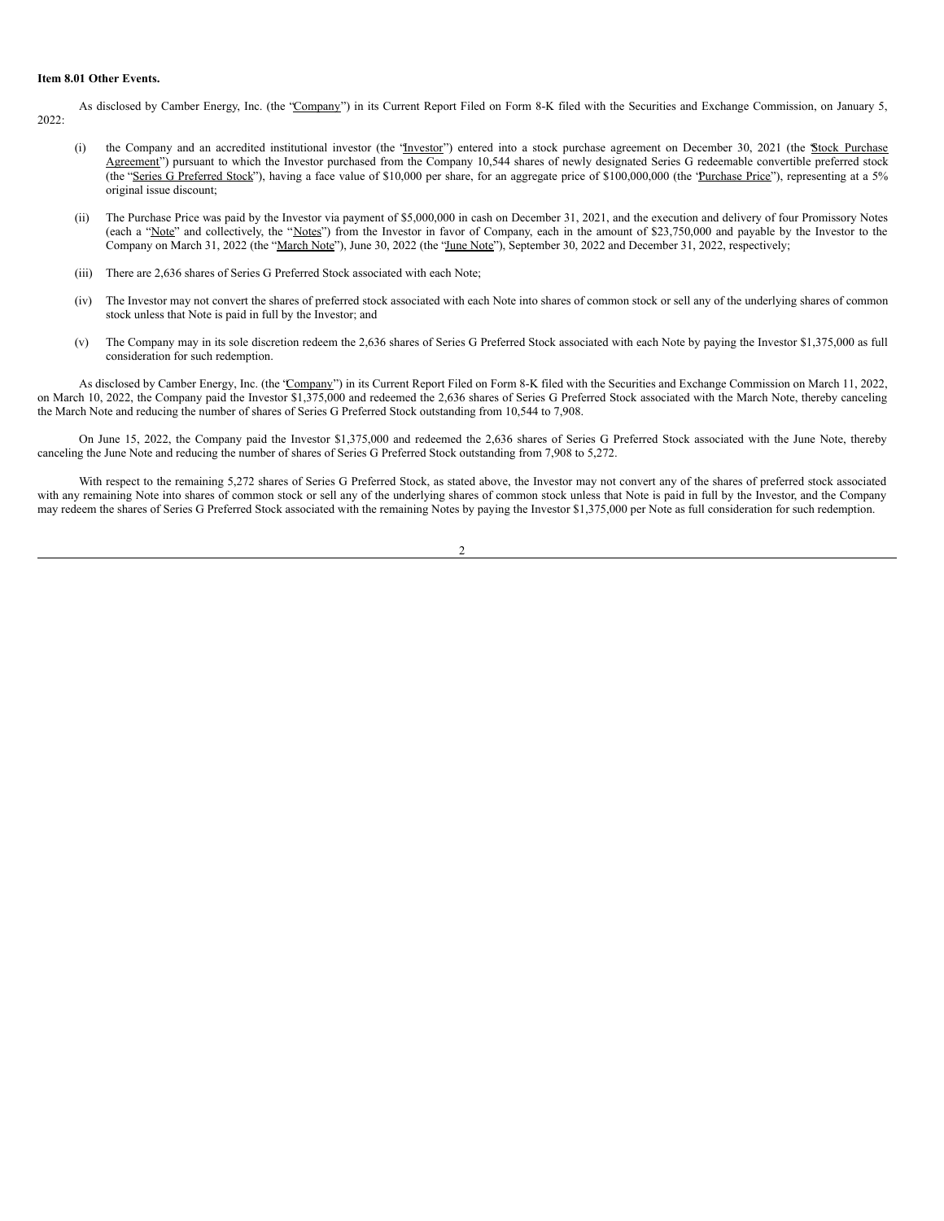**Item 8.01 Other Events.**

As disclosed by Camber Energy, Inc. (the "Company") in its Current Report Filed on Form 8-K filed with the Securities and Exchange Commission, on January 5, 2022:

(i) the Company and an accredited institutional investor (the "Investor") entered into a stock purchase agreement on December 30, 2021 (the "Stock Purchase Agreement") pursuant to which the Investor purchased from the Company 10,544 shares of newly designated Series G redeemable convertible preferred stock (the "Series G Preferred Stock"), having a face value of $10,000 per share, for an aggregate price of $100,000,000 (the "Purchase Price"), representing at a 5% original issue discount;

(ii) The Purchase Price was paid by the Investor via payment of $5,000,000 in cash on December 31, 2021, and the execution and delivery of four Promissory Notes (each a "Note" and collectively, the "Notes") from the Investor in favor of Company, each in the amount of $23,750,000 and payable by the Investor to the Company on March 31, 2022 (the "March Note"), June 30, 2022 (the "June Note"), September 30, 2022 and December 31, 2022, respectively;

(iii) There are 2,636 shares of Series G Preferred Stock associated with each Note;

(iv) The Investor may not convert the shares of preferred stock associated with each Note into shares of common stock or sell any of the underlying shares of common stock unless that Note is paid in full by the Investor; and

(v) The Company may in its sole discretion redeem the 2,636 shares of Series G Preferred Stock associated with each Note by paying the Investor $1,375,000 as full consideration for such redemption.

As disclosed by Camber Energy, Inc. (the "Company") in its Current Report Filed on Form 8-K filed with the Securities and Exchange Commission on March 11, 2022, on March 10, 2022, the Company paid the Investor $1,375,000 and redeemed the 2,636 shares of Series G Preferred Stock associated with the March Note, thereby canceling the March Note and reducing the number of shares of Series G Preferred Stock outstanding from 10,544 to 7,908.

On June 15, 2022, the Company paid the Investor $1,375,000 and redeemed the 2,636 shares of Series G Preferred Stock associated with the June Note, thereby canceling the June Note and reducing the number of shares of Series G Preferred Stock outstanding from 7,908 to 5,272.

With respect to the remaining 5,272 shares of Series G Preferred Stock, as stated above, the Investor may not convert any of the shares of preferred stock associated with any remaining Note into shares of common stock or sell any of the underlying shares of common stock unless that Note is paid in full by the Investor, and the Company may redeem the shares of Series G Preferred Stock associated with the remaining Notes by paying the Investor $1,375,000 per Note as full consideration for such redemption.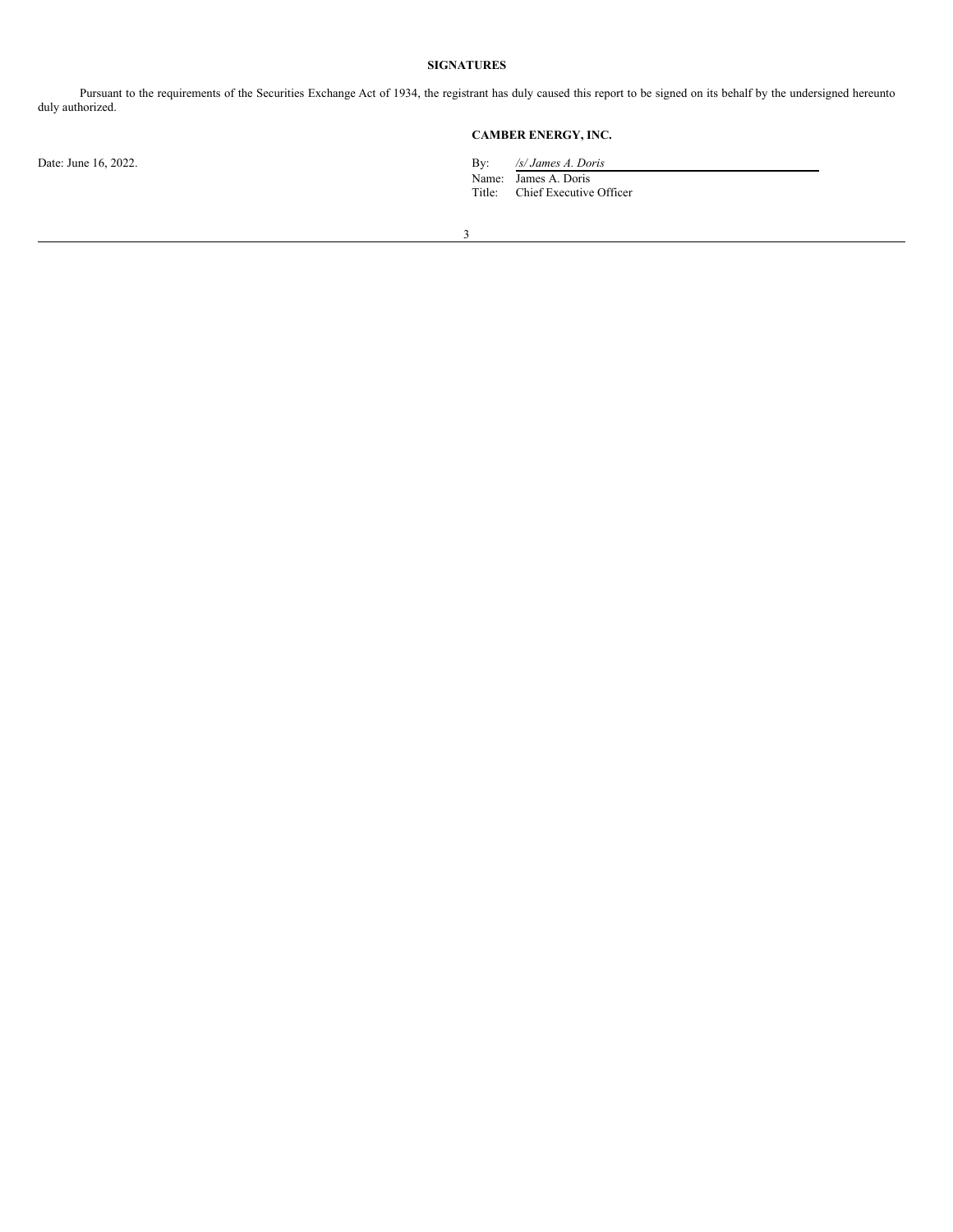**SIGNATURES**

Pursuant to the requirements of the Securities Exchange Act of 1934, the registrant has duly caused this report to be signed on its behalf by the undersigned hereunto duly authorized.

**CAMBER ENERGY, INC.**

Date: June 16, 2022.

By: */s/ James A. Doris*
Name: James A. Doris
Title: Chief Executive Officer